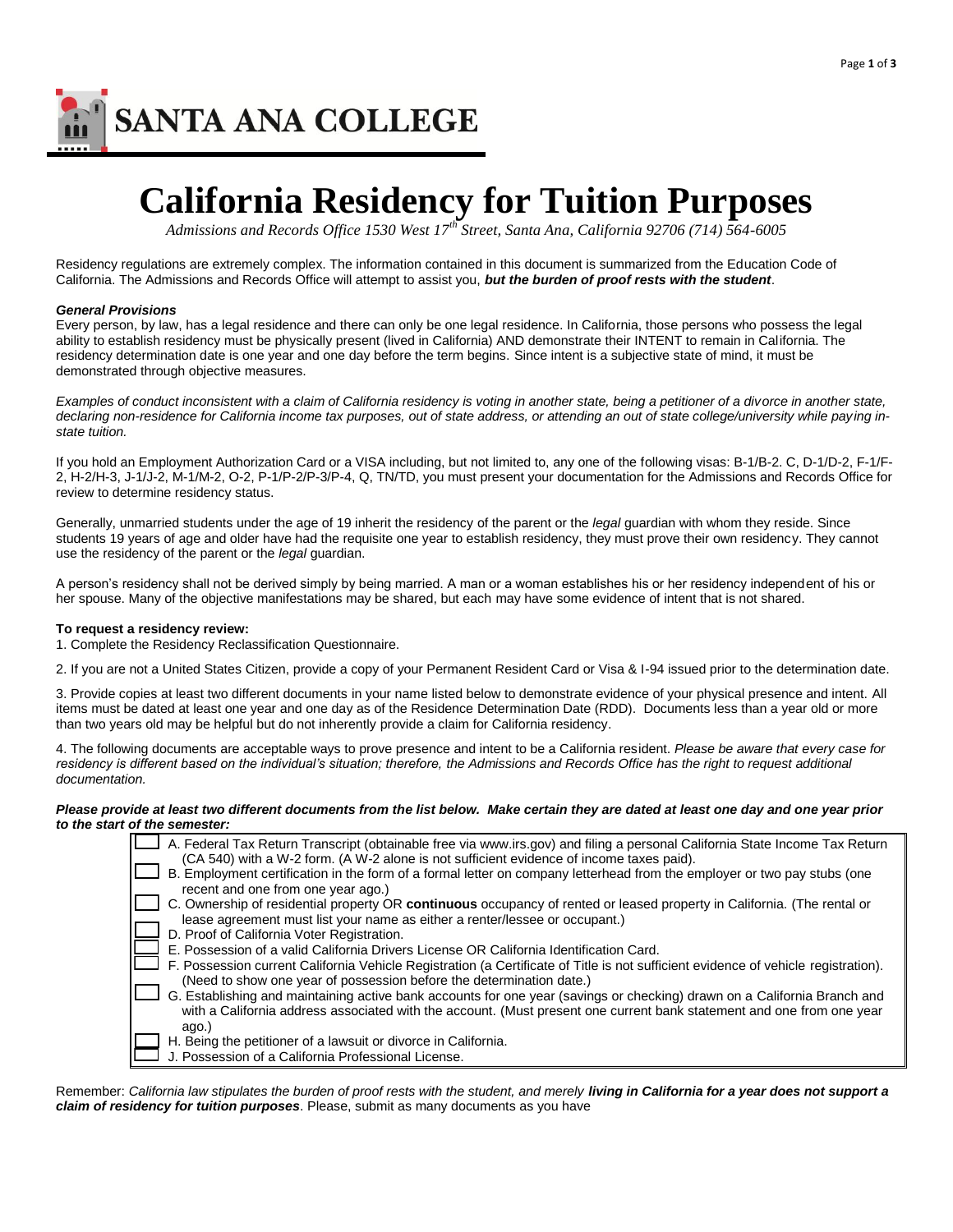SANTA ANA COLLEGE

# California Residency for Tuition Purposes

*Admissions and Records Office 1530 West 17th Street, Santa Ana, California 92706 (714) 564-6005*

Residency regulations are extremely complex. The information contained in this document is summarized from the Education Code of California. The Admissions and Records Office will attempt to assist you, ***but the burden of proof rests with the student***.

***General Provisions***

Every person, by law, has a legal residence and there can only be one legal residence. In California, those persons who possess the legal ability to establish residency must be physically present (lived in California) AND demonstrate their INTENT to remain in California. The residency determination date is one year and one day before the term begins. Since intent is a subjective state of mind, it must be demonstrated through objective measures.

*Examples of conduct inconsistent with a claim of California residency is voting in another state, being a petitioner of a divorce in another state, declaring non-residence for California income tax purposes, out of state address, or attending an out of state college/university while paying in-state tuition.*

If you hold an Employment Authorization Card or a VISA including, but not limited to, any one of the following visas: B-1/B-2. C, D-1/D-2, F-1/F-2, H-2/H-3, J-1/J-2, M-1/M-2, O-2, P-1/P-2/P-3/P-4, Q, TN/TD, you must present your documentation for the Admissions and Records Office for review to determine residency status.

Generally, unmarried students under the age of 19 inherit the residency of the parent or the *legal* guardian with whom they reside. Since students 19 years of age and older have had the requisite one year to establish residency, they must prove their own residency. They cannot use the residency of the parent or the *legal* guardian.

A person's residency shall not be derived simply by being married. A man or a woman establishes his or her residency independent of his or her spouse. Many of the objective manifestations may be shared, but each may have some evidence of intent that is not shared.

**To request a residency review:**

1. Complete the Residency Reclassification Questionnaire.

2. If you are not a United States Citizen, provide a copy of your Permanent Resident Card or Visa & I-94 issued prior to the determination date.

3. Provide copies at least two different documents in your name listed below to demonstrate evidence of your physical presence and intent. All items must be dated at least one year and one day as of the Residence Determination Date (RDD). Documents less than a year old or more than two years old may be helpful but do not inherently provide a claim for California residency.

4. The following documents are acceptable ways to prove presence and intent to be a California resident. *Please be aware that every case for residency is different based on the individual's situation; therefore, the Admissions and Records Office has the right to request additional documentation.*

***Please provide at least two different documents from the list below. Make certain they are dated at least one day and one year prior to the start of the semester:***

- [ ] A. Federal Tax Return Transcript (obtainable free via www.irs.gov) and filing a personal California State Income Tax Return (CA 540) with a W-2 form. (A W-2 alone is not sufficient evidence of income taxes paid).
- [ ] B. Employment certification in the form of a formal letter on company letterhead from the employer or two pay stubs (one recent and one from one year ago.)
- [ ] C. Ownership of residential property OR **continuous** occupancy of rented or leased property in California. (The rental or lease agreement must list your name as either a renter/lessee or occupant.)
- [ ] D. Proof of California Voter Registration.
- [ ] E. Possession of a valid California Drivers License OR California Identification Card.
- [ ] F. Possession current California Vehicle Registration (a Certificate of Title is not sufficient evidence of vehicle registration). (Need to show one year of possession before the determination date.)
- [ ] G. Establishing and maintaining active bank accounts for one year (savings or checking) drawn on a California Branch and with a California address associated with the account. (Must present one current bank statement and one from one year ago.)
- [ ] H. Being the petitioner of a lawsuit or divorce in California.
- [ ] J. Possession of a California Professional License.

Remember: *California law stipulates the burden of proof rests with the student, and merely* ***living in California for a year does not support a claim of residency for tuition purposes***. Please, submit as many documents as you have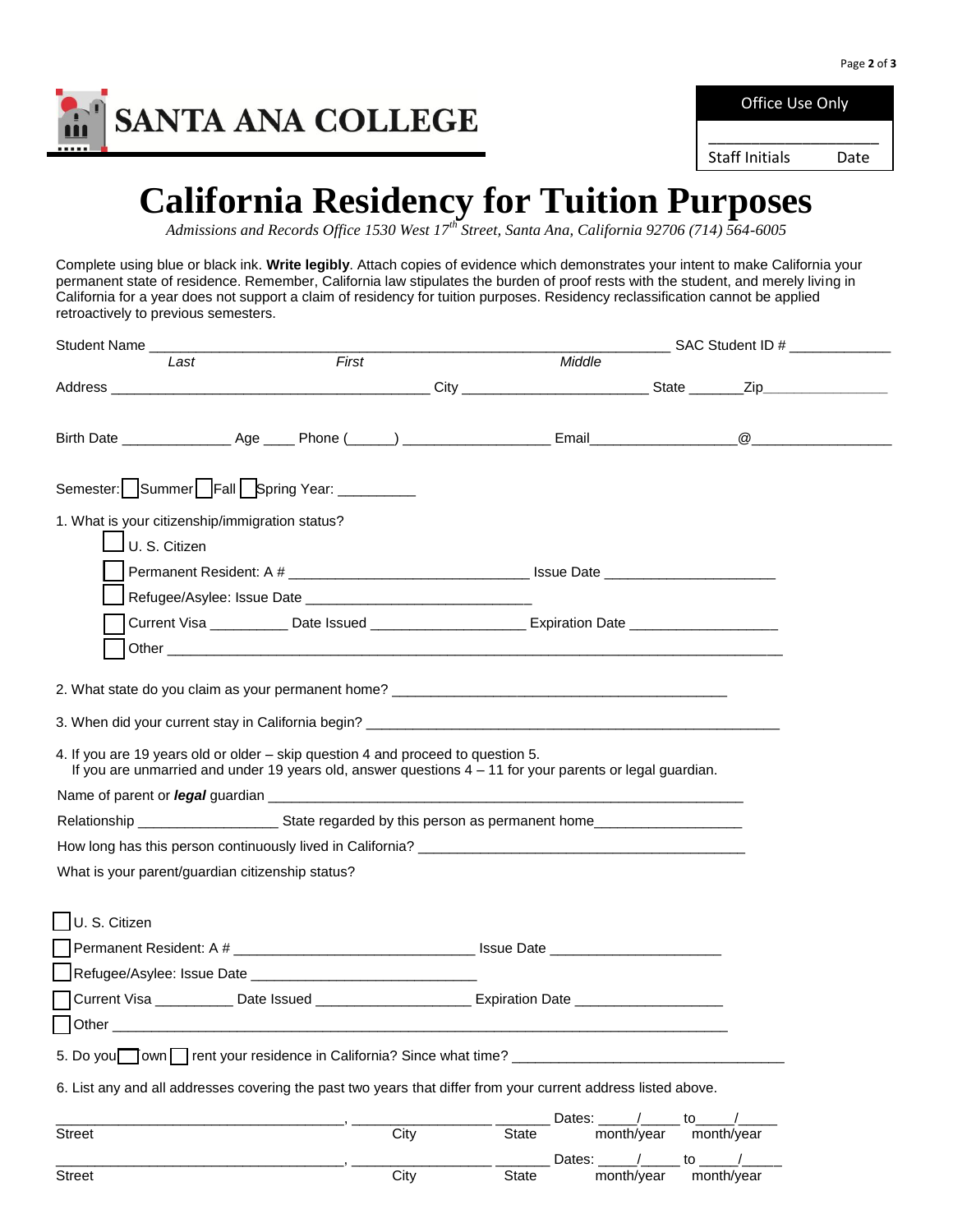SANTA ANA COLLEGE

| Office Use Only |
| --- |
| ____________________ |
| Staff Initials Date |

# California Residency for Tuition Purposes

*Admissions and Records Office 1530 West 17th Street, Santa Ana, California 92706 (714) 564-6005*

Complete using blue or black ink. **Write legibly**. Attach copies of evidence which demonstrates your intent to make California your permanent state of residence. Remember, California law stipulates the burden of proof rests with the student, and merely living in California for a year does not support a claim of residency for tuition purposes. Residency reclassification cannot be applied retroactively to previous semesters.

Student Name ______________________________________________________________ SAC Student ID # _____________
*Last* *First* *Middle*

Address ________________________________________ City _______________________ State _______Zip________________

Birth Date ______________ Age ____ Phone (______) __________________ Email__________________@__________________

Semester: ☐ Summer ☐ Fall ☐ Spring Year: __________

1. What is your citizenship/immigration status?

   ☐ U. S. Citizen
   ☐ Permanent Resident: A # ______________________________ Issue Date _____________________
   ☐ Refugee/Asylee: Issue Date ____________________________
   ☐ Current Visa __________ Date Issued ___________________ Expiration Date ___________________
   ☐ Other ____________________________________________________________________________

2. What state do you claim as your permanent home? __________________________________________

3. When did your current stay in California begin? _____________________________________________________

4. If you are 19 years old or older – skip question 4 and proceed to question 5.
   If you are unmarried and under 19 years old, answer questions 4 – 11 for your parents or legal guardian.

Name of parent or ***legal*** guardian __________________________________________________________

Relationship _________________ State regarded by this person as permanent home__________________

How long has this person continuously lived in California? ________________________________________

What is your parent/guardian citizenship status?

☐ U. S. Citizen
☐ Permanent Resident: A # ______________________________ Issue Date _____________________
☐ Refugee/Asylee: Issue Date ____________________________
☐ Current Visa __________ Date Issued ___________________ Expiration Date ___________________
☐ Other ____________________________________________________________________________

5. Do you ☐ own ☐ rent your residence in California? Since what time? __________________________________

6. List any and all addresses covering the past two years that differ from your current address listed above.

_____________________________________, __________________ _______ Dates: _____/_____ to_____/_____
Street City State month/year month/year

_____________________________________, __________________ _______ Dates: _____/_____ to _____/_____
Street City State month/year month/year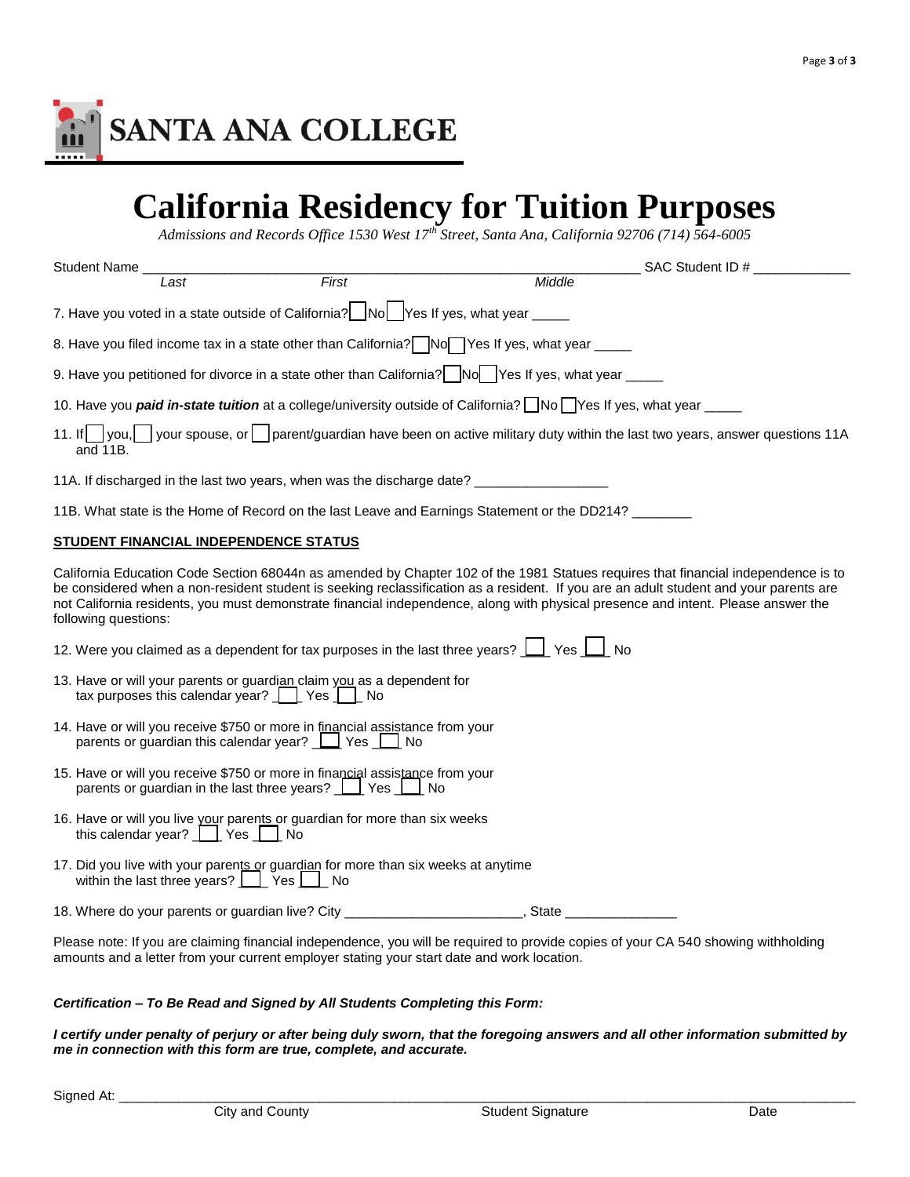**SANTA ANA COLLEGE**

# California Residency for Tuition Purposes

*Admissions and Records Office 1530 West 17th Street, Santa Ana, California 92706 (714) 564-6005*

Student Name ________________________________________________ SAC Student ID # ____________
Last First Middle

7. Have you voted in a state outside of California? ☐ No ☐ Yes If yes, what year _____

8. Have you filed income tax in a state other than California? ☐ No ☐ Yes If yes, what year _____

9. Have you petitioned for divorce in a state other than California? ☐ No ☐ Yes If yes, what year _____

10. Have you ***paid in-state tuition*** at a college/university outside of California? ☐ No ☐ Yes If yes, what year _____

11. If ☐ you, ☐ your spouse, or ☐ parent/guardian have been on active military duty within the last two years, answer questions 11A and 11B.

11A. If discharged in the last two years, when was the discharge date? __________________

11B. What state is the Home of Record on the last Leave and Earnings Statement or the DD214? ________

**STUDENT FINANCIAL INDEPENDENCE STATUS**

California Education Code Section 68044n as amended by Chapter 102 of the 1981 Statues requires that financial independence is to be considered when a non-resident student is seeking reclassification as a resident. If you are an adult student and your parents are not California residents, you must demonstrate financial independence, along with physical presence and intent. Please answer the following questions:

12. Were you claimed as a dependent for tax purposes in the last three years? ☐ Yes ☐ No

13. Have or will your parents or guardian claim you as a dependent for tax purposes this calendar year? ☐ Yes ☐ No

14. Have or will you receive $750 or more in financial assistance from your parents or guardian this calendar year? ☐ Yes ☐ No

15. Have or will you receive $750 or more in financial assistance from your parents or guardian in the last three years? ☐ Yes ☐ No

16. Have or will you live your parents or guardian for more than six weeks this calendar year? ☐ Yes ☐ No

17. Did you live with your parents or guardian for more than six weeks at anytime within the last three years? ☐ Yes ☐ No

18. Where do your parents or guardian live? City ________________________, State _______________

Please note: If you are claiming financial independence, you will be required to provide copies of your CA 540 showing withholding amounts and a letter from your current employer stating your start date and work location.

***Certification – To Be Read and Signed by All Students Completing this Form:***

***I certify under penalty of perjury or after being duly sworn, that the foregoing answers and all other information submitted by me in connection with this form are true, complete, and accurate.***

Signed At: ____________________________________________________________________________
City and County Student Signature Date